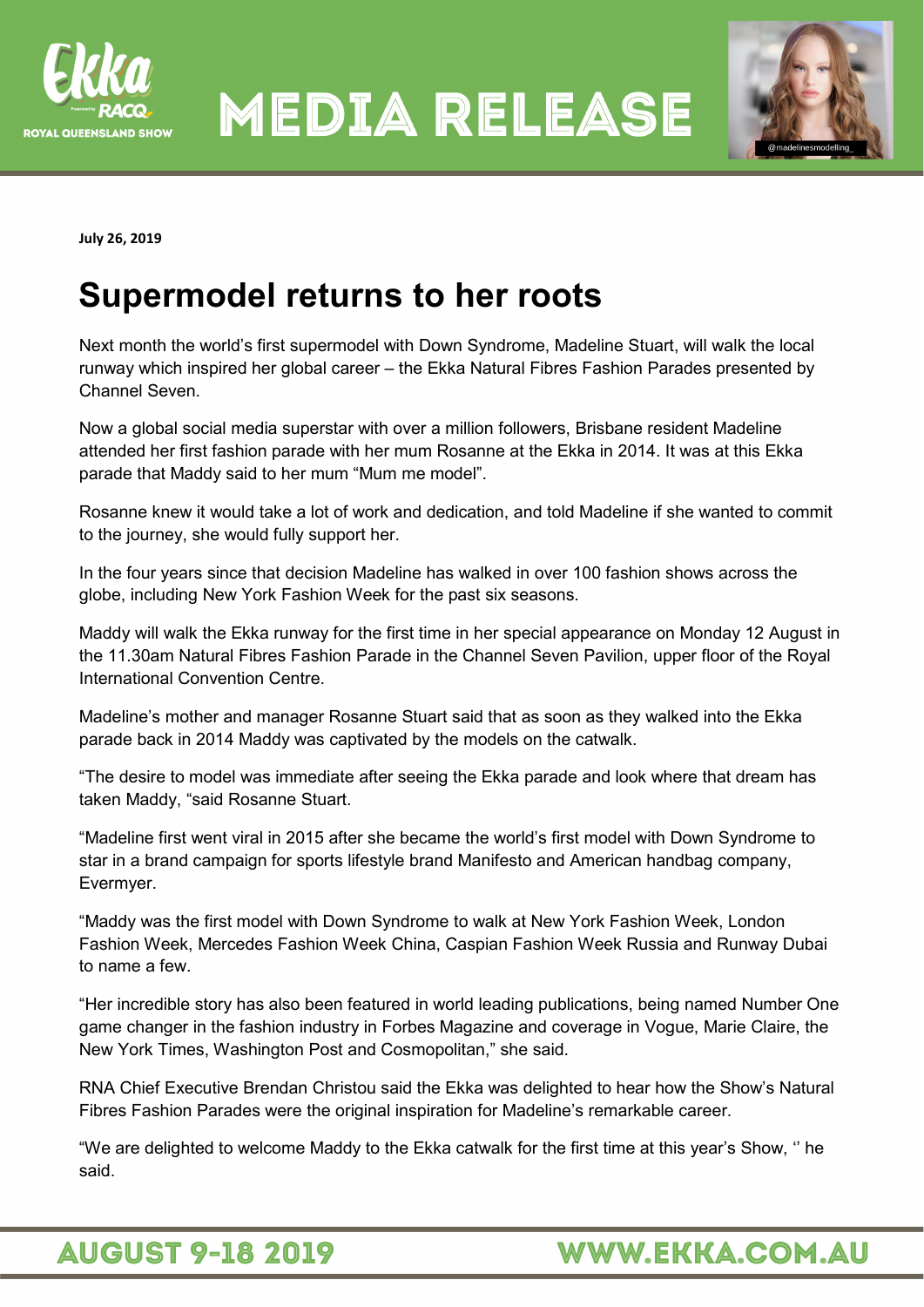# MEDIA RELEASE

**July 26, 2019**

# Supermodel returns to her roots

Next month the world's first supermodel with Down Syndrome, Madeline Stuart, will walk the local runway which inspired her global career – the Ekka Natural Fibres Fashion Parades presented by Channel Seven.

Now a global social media superstar with over a million followers, Brisbane resident Madeline attended her first fashion parade with her mum Rosanne at the Ekka in 2014. It was at this Ekka parade that Maddy said to her mum "Mum me model".

Rosanne knew it would take a lot of work and dedication, and told Madeline if she wanted to commit to the journey, she would fully support her.

In the four years since that decision Madeline has walked in over 100 fashion shows across the globe, including New York Fashion Week for the past six seasons.

Maddy will walk the Ekka runway for the first time in her special appearance on Monday 12 August in the 11.30am Natural Fibres Fashion Parade in the Channel Seven Pavilion, upper floor of the Royal International Convention Centre.

Madeline's mother and manager Rosanne Stuart said that as soon as they walked into the Ekka parade back in 2014 Maddy was captivated by the models on the catwalk.

"The desire to model was immediate after seeing the Ekka parade and look where that dream has taken Maddy, "said Rosanne Stuart.

"Madeline first went viral in 2015 after she became the world's first model with Down Syndrome to star in a brand campaign for sports lifestyle brand Manifesto and American handbag company, Evermyer.

"Maddy was the first model with Down Syndrome to walk at New York Fashion Week, London Fashion Week, Mercedes Fashion Week China, Caspian Fashion Week Russia and Runway Dubai to name a few.

"Her incredible story has also been featured in world leading publications, being named Number One game changer in the fashion industry in Forbes Magazine and coverage in Vogue, Marie Claire, the New York Times, Washington Post and Cosmopolitan," she said.

RNA Chief Executive Brendan Christou said the Ekka was delighted to hear how the Show's Natural Fibres Fashion Parades were the original inspiration for Madeline's remarkable career.

"We are delighted to welcome Maddy to the Ekka catwalk for the first time at this year's Show, '' he said.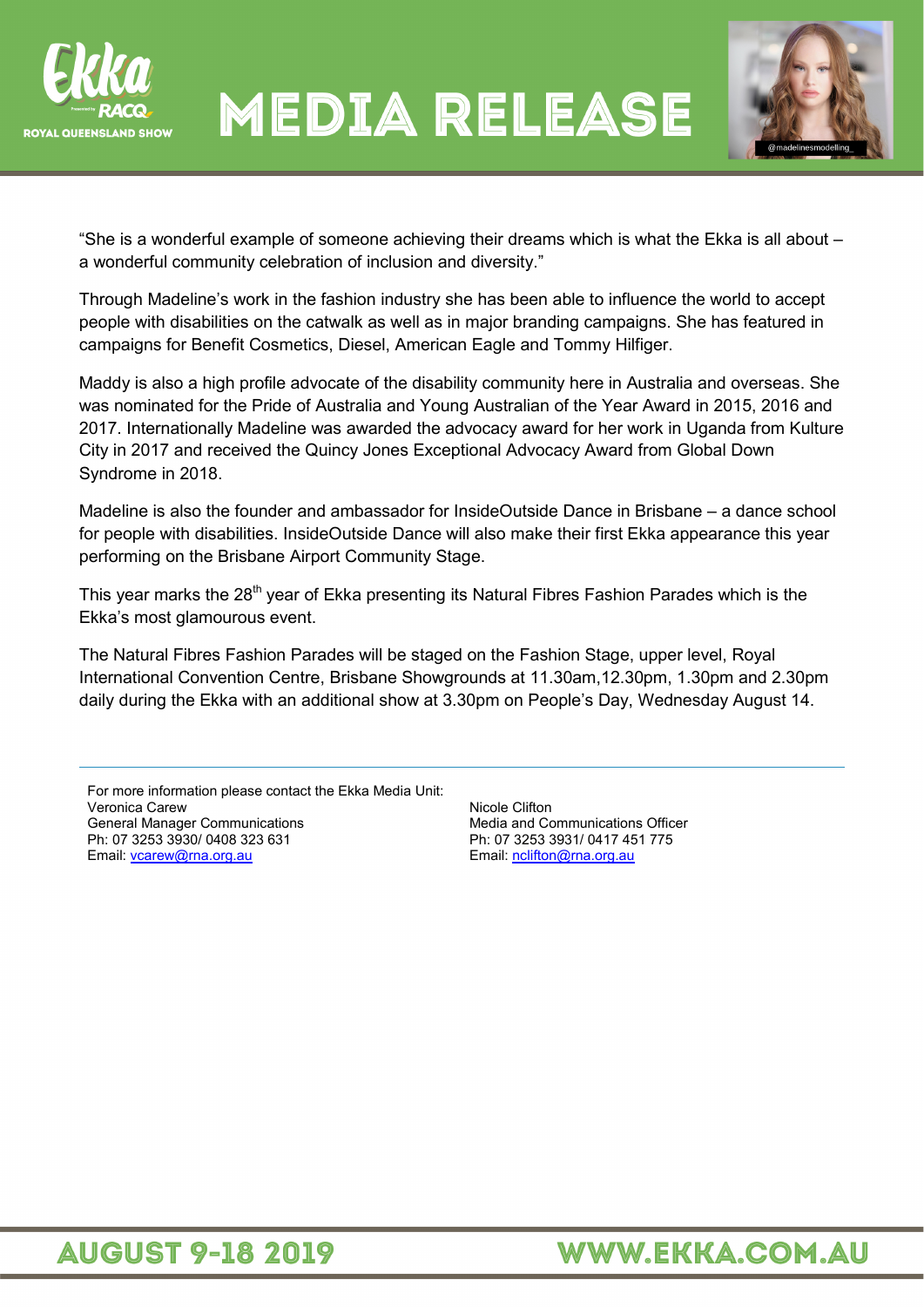“She is a wonderful example of someone achieving their dreams which is what the Ekka is all about – a wonderful community celebration of inclusion and diversity.”

Through Madeline’s work in the fashion industry she has been able to influence the world to accept people with disabilities on the catwalk as well as in major branding campaigns. She has featured in campaigns for Benefit Cosmetics, Diesel, American Eagle and Tommy Hilfiger.

Maddy is also a high profile advocate of the disability community here in Australia and overseas. She was nominated for the Pride of Australia and Young Australian of the Year Award in 2015, 2016 and 2017. Internationally Madeline was awarded the advocacy award for her work in Uganda from Kulture City in 2017 and received the Quincy Jones Exceptional Advocacy Award from Global Down Syndrome in 2018.

Madeline is also the founder and ambassador for InsideOutside Dance in Brisbane – a dance school for people with disabilities. InsideOutside Dance will also make their first Ekka appearance this year performing on the Brisbane Airport Community Stage.

This year marks the 28th year of Ekka presenting its Natural Fibres Fashion Parades which is the Ekka’s most glamourous event.

The Natural Fibres Fashion Parades will be staged on the Fashion Stage, upper level, Royal International Convention Centre, Brisbane Showgrounds at 11.30am,12.30pm, 1.30pm and 2.30pm daily during the Ekka with an additional show at 3.30pm on People’s Day, Wednesday August 14.

---

For more information please contact the Ekka Media Unit:

Veronica Carew
General Manager Communications
Ph: 07 3253 3930/ 0408 323 631
Email: vcarew@rna.org.au

Nicole Clifton
Media and Communications Officer
Ph: 07 3253 3931/ 0417 451 775
Email: nclifton@rna.org.au